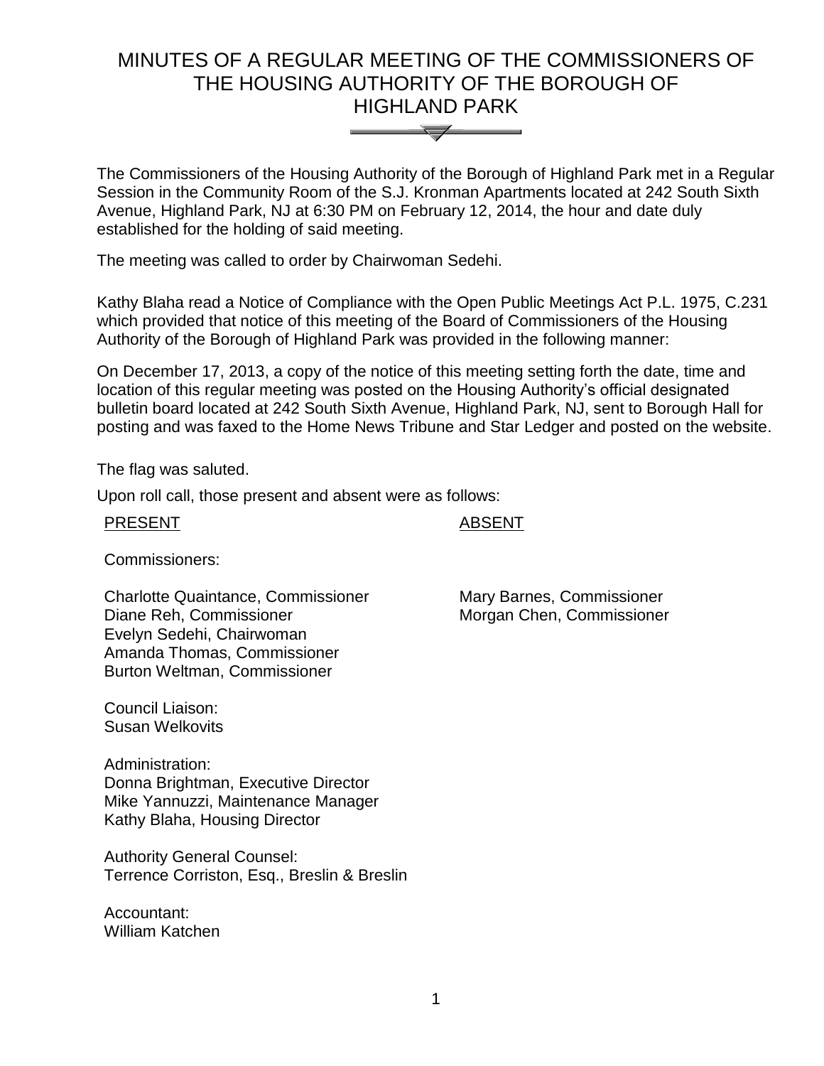# MINUTES OF A REGULAR MEETING OF THE COMMISSIONERS OF THE HOUSING AUTHORITY OF THE BOROUGH OF HIGHLAND PARK

The Commissioners of the Housing Authority of the Borough of Highland Park met in a Regular Session in the Community Room of the S.J. Kronman Apartments located at 242 South Sixth Avenue, Highland Park, NJ at 6:30 PM on February 12, 2014, the hour and date duly established for the holding of said meeting.

The meeting was called to order by Chairwoman Sedehi.

Kathy Blaha read a Notice of Compliance with the Open Public Meetings Act P.L. 1975, C.231 which provided that notice of this meeting of the Board of Commissioners of the Housing Authority of the Borough of Highland Park was provided in the following manner:

On December 17, 2013, a copy of the notice of this meeting setting forth the date, time and location of this regular meeting was posted on the Housing Authority's official designated bulletin board located at 242 South Sixth Avenue, Highland Park, NJ, sent to Borough Hall for posting and was faxed to the Home News Tribune and Star Ledger and posted on the website.

The flag was saluted.

Upon roll call, those present and absent were as follows:

| PRESENT | ABSENT |
|---|---|
| Commissioners: | |
| Charlotte Quaintance, Commissioner | Mary Barnes, Commissioner |
| Diane Reh, Commissioner | Morgan Chen, Commissioner |
| Evelyn Sedehi, Chairwoman | |
| Amanda Thomas, Commissioner | |
| Burton Weltman, Commissioner | |

Council Liaison:
Susan Welkovits

Administration:
Donna Brightman, Executive Director
Mike Yannuzzi, Maintenance Manager
Kathy Blaha, Housing Director

Authority General Counsel:
Terrence Corriston, Esq., Breslin & Breslin

Accountant:
William Katchen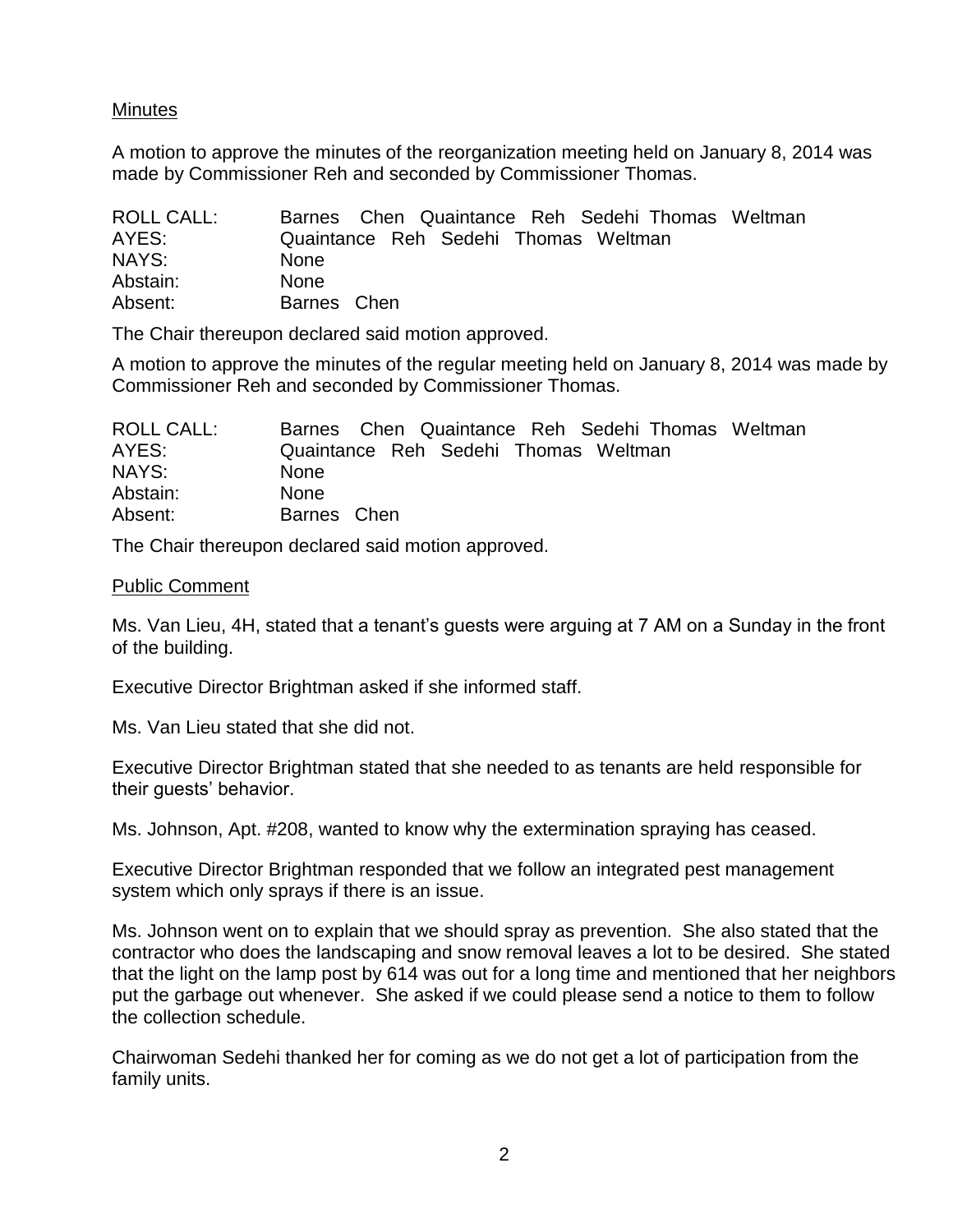Minutes

A motion to approve the minutes of the reorganization meeting held on January 8, 2014 was made by Commissioner Reh and seconded by Commissioner Thomas.

| | |
|---|---|
| ROLL CALL: | Barnes Chen Quaintance Reh Sedehi Thomas Weltman |
| AYES: | Quaintance Reh Sedehi Thomas Weltman |
| NAYS: | None |
| Abstain: | None |
| Absent: | Barnes Chen |

The Chair thereupon declared said motion approved.

A motion to approve the minutes of the regular meeting held on January 8, 2014 was made by Commissioner Reh and seconded by Commissioner Thomas.

| | |
|---|---|
| ROLL CALL: | Barnes Chen Quaintance Reh Sedehi Thomas Weltman |
| AYES: | Quaintance Reh Sedehi Thomas Weltman |
| NAYS: | None |
| Abstain: | None |
| Absent: | Barnes Chen |

The Chair thereupon declared said motion approved.

Public Comment

Ms. Van Lieu, 4H, stated that a tenant's guests were arguing at 7 AM on a Sunday in the front of the building.

Executive Director Brightman asked if she informed staff.

Ms. Van Lieu stated that she did not.

Executive Director Brightman stated that she needed to as tenants are held responsible for their guests' behavior.

Ms. Johnson, Apt. #208, wanted to know why the extermination spraying has ceased.

Executive Director Brightman responded that we follow an integrated pest management system which only sprays if there is an issue.

Ms. Johnson went on to explain that we should spray as prevention. She also stated that the contractor who does the landscaping and snow removal leaves a lot to be desired. She stated that the light on the lamp post by 614 was out for a long time and mentioned that her neighbors put the garbage out whenever. She asked if we could please send a notice to them to follow the collection schedule.

Chairwoman Sedehi thanked her for coming as we do not get a lot of participation from the family units.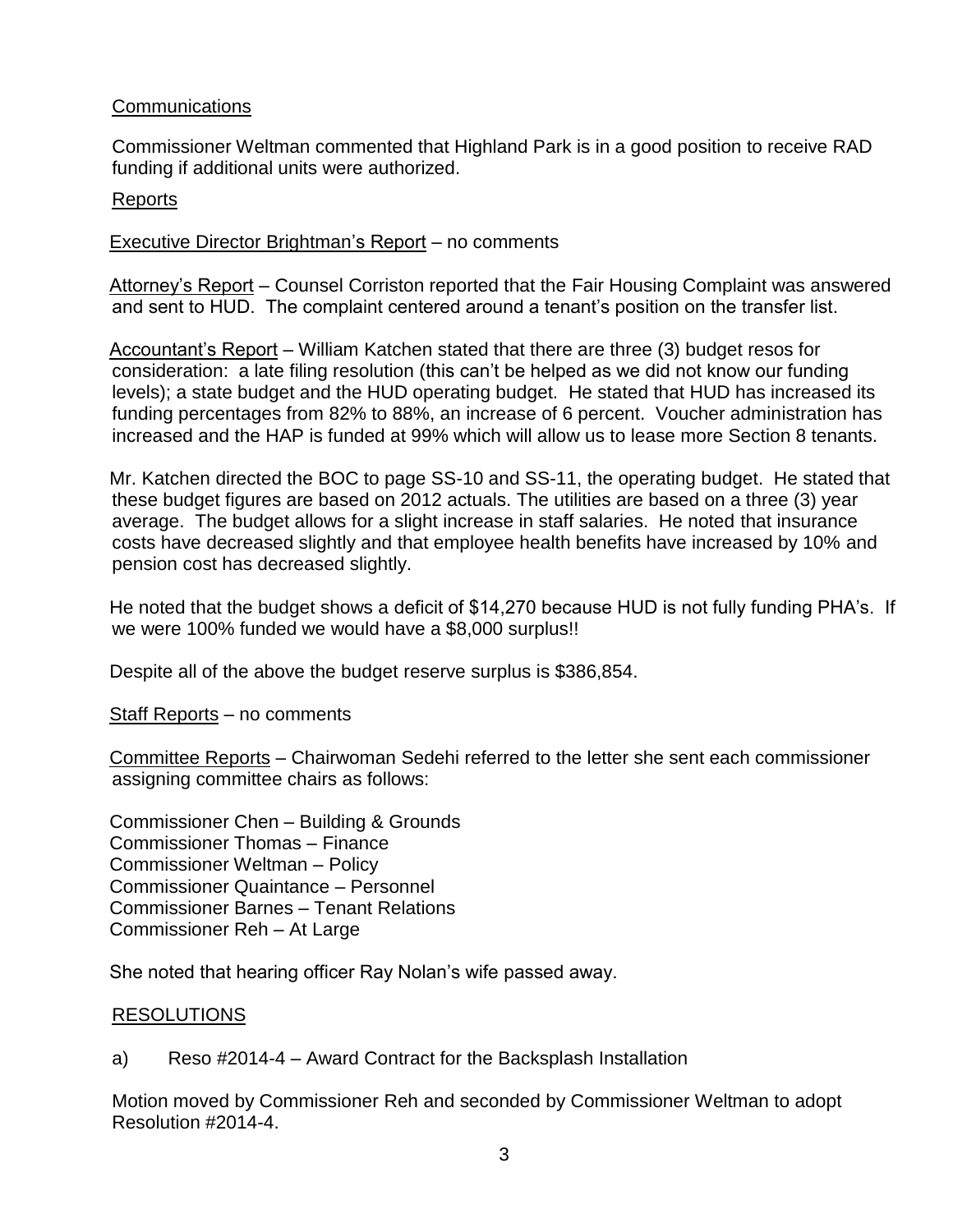Communications

Commissioner Weltman commented that Highland Park is in a good position to receive RAD funding if additional units were authorized.

Reports

Executive Director Brightman's Report – no comments

Attorney's Report – Counsel Corriston reported that the Fair Housing Complaint was answered and sent to HUD. The complaint centered around a tenant's position on the transfer list.

Accountant's Report – William Katchen stated that there are three (3) budget resos for consideration: a late filing resolution (this can't be helped as we did not know our funding levels); a state budget and the HUD operating budget. He stated that HUD has increased its funding percentages from 82% to 88%, an increase of 6 percent. Voucher administration has increased and the HAP is funded at 99% which will allow us to lease more Section 8 tenants.

Mr. Katchen directed the BOC to page SS-10 and SS-11, the operating budget. He stated that these budget figures are based on 2012 actuals. The utilities are based on a three (3) year average. The budget allows for a slight increase in staff salaries. He noted that insurance costs have decreased slightly and that employee health benefits have increased by 10% and pension cost has decreased slightly.

He noted that the budget shows a deficit of $14,270 because HUD is not fully funding PHA's. If we were 100% funded we would have a $8,000 surplus!!

Despite all of the above the budget reserve surplus is $386,854.

Staff Reports – no comments

Committee Reports – Chairwoman Sedehi referred to the letter she sent each commissioner assigning committee chairs as follows:

Commissioner Chen – Building & Grounds
Commissioner Thomas – Finance
Commissioner Weltman – Policy
Commissioner Quaintance – Personnel
Commissioner Barnes – Tenant Relations
Commissioner Reh – At Large

She noted that hearing officer Ray Nolan's wife passed away.

## RESOLUTIONS

a) Reso #2014-4 – Award Contract for the Backsplash Installation

Motion moved by Commissioner Reh and seconded by Commissioner Weltman to adopt Resolution #2014-4.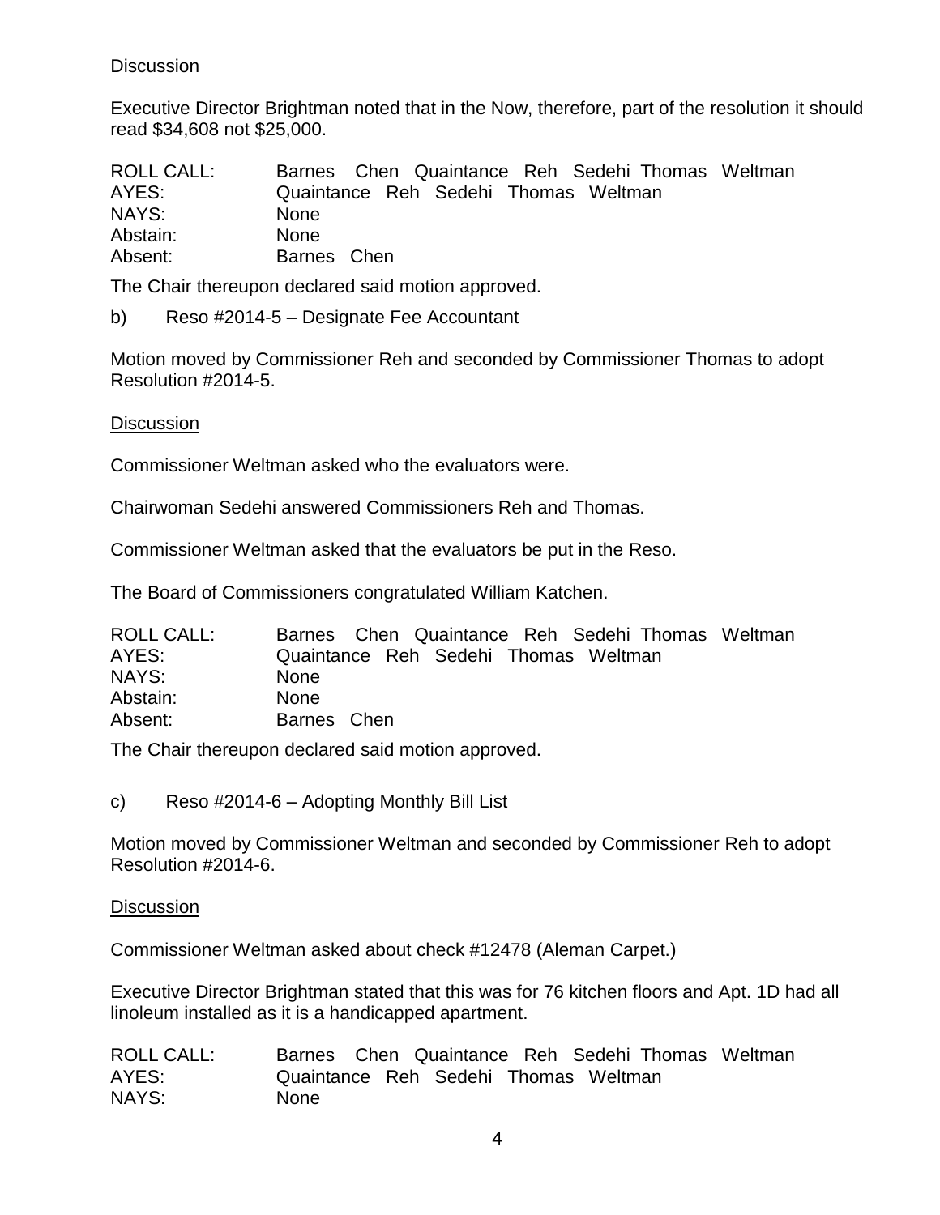Discussion

Executive Director Brightman noted that in the Now, therefore, part of the resolution it should read $34,608 not $25,000.

| | |
|---|---|
| ROLL CALL: | Barnes Chen Quaintance Reh Sedehi Thomas Weltman |
| AYES: | Quaintance Reh Sedehi Thomas Weltman |
| NAYS: | None |
| Abstain: | None |
| Absent: | Barnes Chen |

The Chair thereupon declared said motion approved.

b) Reso #2014-5 – Designate Fee Accountant

Motion moved by Commissioner Reh and seconded by Commissioner Thomas to adopt Resolution #2014-5.

Discussion

Commissioner Weltman asked who the evaluators were.

Chairwoman Sedehi answered Commissioners Reh and Thomas.

Commissioner Weltman asked that the evaluators be put in the Reso.

The Board of Commissioners congratulated William Katchen.

| | |
|---|---|
| ROLL CALL: | Barnes Chen Quaintance Reh Sedehi Thomas Weltman |
| AYES: | Quaintance Reh Sedehi Thomas Weltman |
| NAYS: | None |
| Abstain: | None |
| Absent: | Barnes Chen |

The Chair thereupon declared said motion approved.

c) Reso #2014-6 – Adopting Monthly Bill List

Motion moved by Commissioner Weltman and seconded by Commissioner Reh to adopt Resolution #2014-6.

Discussion

Commissioner Weltman asked about check #12478 (Aleman Carpet.)

Executive Director Brightman stated that this was for 76 kitchen floors and Apt. 1D had all linoleum installed as it is a handicapped apartment.

| | |
|---|---|
| ROLL CALL: | Barnes Chen Quaintance Reh Sedehi Thomas Weltman |
| AYES: | Quaintance Reh Sedehi Thomas Weltman |
| NAYS: | None |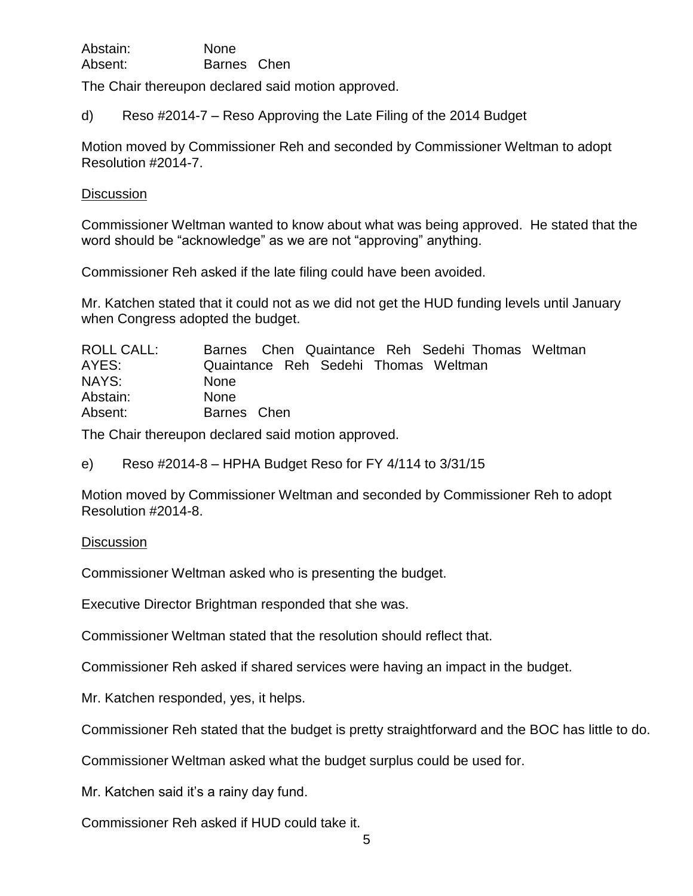Abstain: None
Absent: Barnes Chen

The Chair thereupon declared said motion approved.

d) Reso #2014-7 – Reso Approving the Late Filing of the 2014 Budget

Motion moved by Commissioner Reh and seconded by Commissioner Weltman to adopt Resolution #2014-7.

Discussion

Commissioner Weltman wanted to know about what was being approved. He stated that the word should be "acknowledge" as we are not "approving" anything.

Commissioner Reh asked if the late filing could have been avoided.

Mr. Katchen stated that it could not as we did not get the HUD funding levels until January when Congress adopted the budget.

ROLL CALL: Barnes Chen Quaintance Reh Sedehi Thomas Weltman
AYES: Quaintance Reh Sedehi Thomas Weltman
NAYS: None
Abstain: None
Absent: Barnes Chen

The Chair thereupon declared said motion approved.

e) Reso #2014-8 – HPHA Budget Reso for FY 4/114 to 3/31/15

Motion moved by Commissioner Weltman and seconded by Commissioner Reh to adopt Resolution #2014-8.

Discussion

Commissioner Weltman asked who is presenting the budget.

Executive Director Brightman responded that she was.

Commissioner Weltman stated that the resolution should reflect that.

Commissioner Reh asked if shared services were having an impact in the budget.

Mr. Katchen responded, yes, it helps.

Commissioner Reh stated that the budget is pretty straightforward and the BOC has little to do.

Commissioner Weltman asked what the budget surplus could be used for.

Mr. Katchen said it's a rainy day fund.

Commissioner Reh asked if HUD could take it.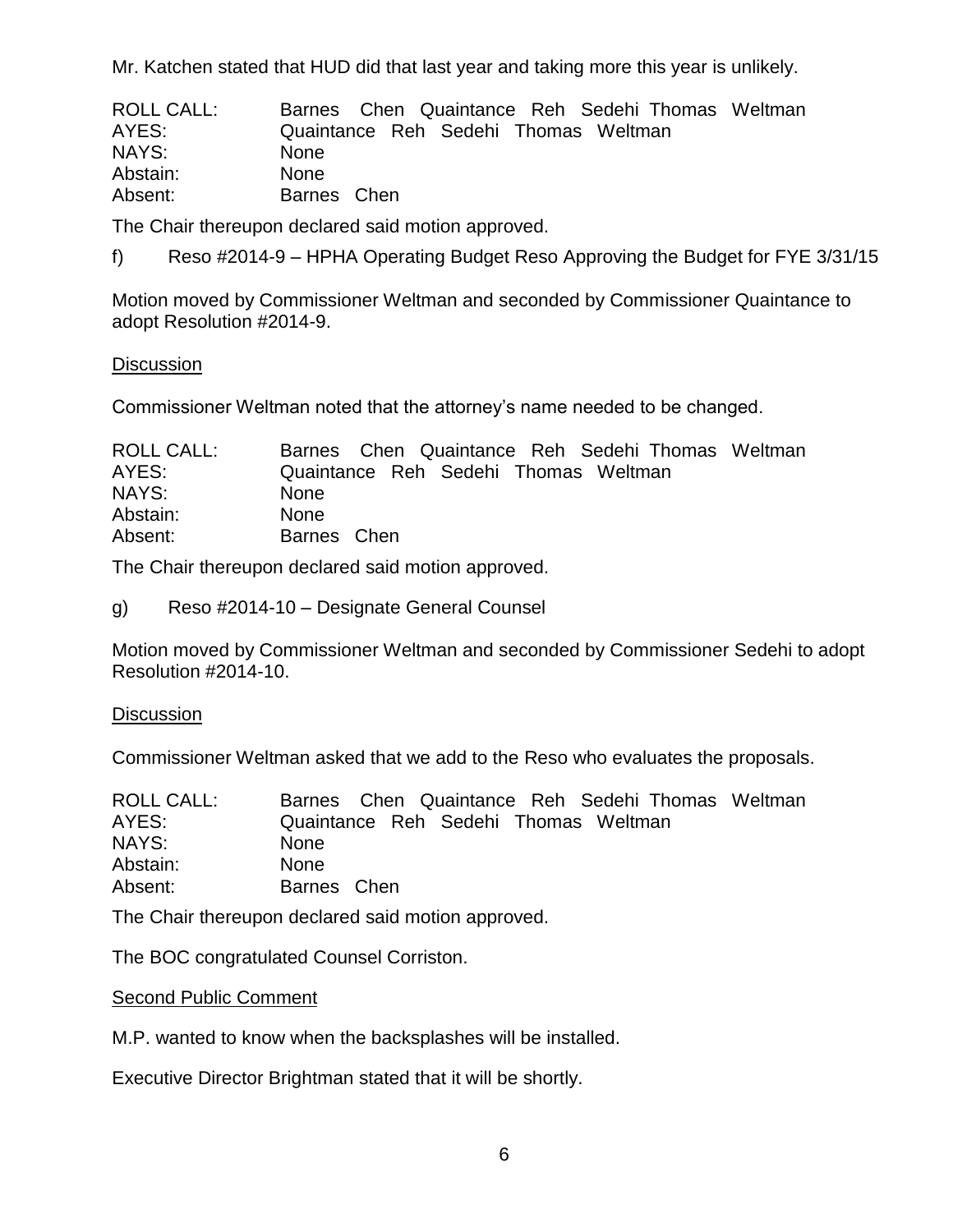Mr. Katchen stated that HUD did that last year and taking more this year is unlikely.

| | |
|---|---|
| ROLL CALL: | Barnes Chen Quaintance Reh Sedehi Thomas Weltman |
| AYES: | Quaintance Reh Sedehi Thomas Weltman |
| NAYS: | None |
| Abstain: | None |
| Absent: | Barnes Chen |

The Chair thereupon declared said motion approved.

f) Reso #2014-9 – HPHA Operating Budget Reso Approving the Budget for FYE 3/31/15

Motion moved by Commissioner Weltman and seconded by Commissioner Quaintance to adopt Resolution #2014-9.

<u>Discussion</u>

Commissioner Weltman noted that the attorney's name needed to be changed.

| | |
|---|---|
| ROLL CALL: | Barnes Chen Quaintance Reh Sedehi Thomas Weltman |
| AYES: | Quaintance Reh Sedehi Thomas Weltman |
| NAYS: | None |
| Abstain: | None |
| Absent: | Barnes Chen |

The Chair thereupon declared said motion approved.

g) Reso #2014-10 – Designate General Counsel

Motion moved by Commissioner Weltman and seconded by Commissioner Sedehi to adopt Resolution #2014-10.

<u>Discussion</u>

Commissioner Weltman asked that we add to the Reso who evaluates the proposals.

| | |
|---|---|
| ROLL CALL: | Barnes Chen Quaintance Reh Sedehi Thomas Weltman |
| AYES: | Quaintance Reh Sedehi Thomas Weltman |
| NAYS: | None |
| Abstain: | None |
| Absent: | Barnes Chen |

The Chair thereupon declared said motion approved.

The BOC congratulated Counsel Corriston.

<u>Second Public Comment</u>

M.P. wanted to know when the backsplashes will be installed.

Executive Director Brightman stated that it will be shortly.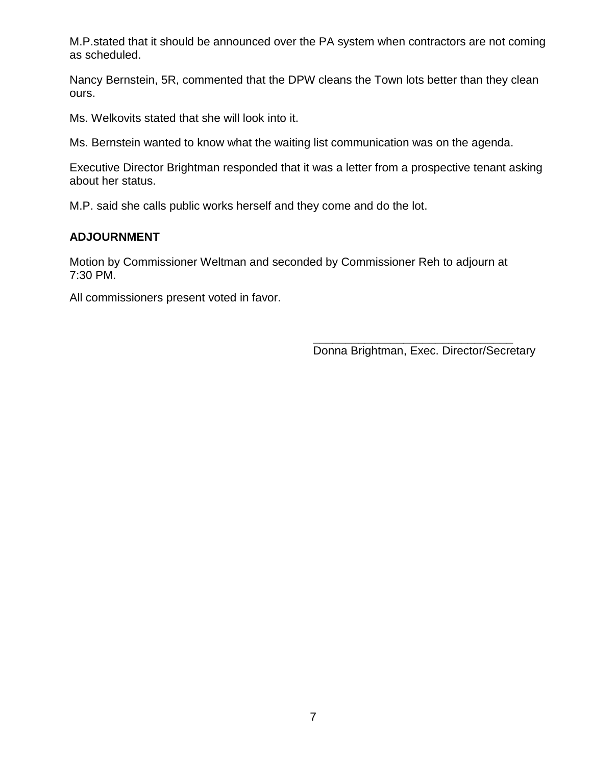M.P.stated that it should be announced over the PA system when contractors are not coming as scheduled.

Nancy Bernstein, 5R, commented that the DPW cleans the Town lots better than they clean ours.

Ms. Welkovits stated that she will look into it.

Ms. Bernstein wanted to know what the waiting list communication was on the agenda.

Executive Director Brightman responded that it was a letter from a prospective tenant asking about her status.

M.P. said she calls public works herself and they come and do the lot.

## ADJOURNMENT

Motion by Commissioner Weltman and seconded by Commissioner Reh to adjourn at 7:30 PM.

All commissioners present voted in favor.

\_\_\_\_\_\_\_\_\_\_\_\_\_\_\_\_\_\_\_\_\_\_\_\_\_\_\_\_\_\_\_\_

Donna Brightman, Exec. Director/Secretary